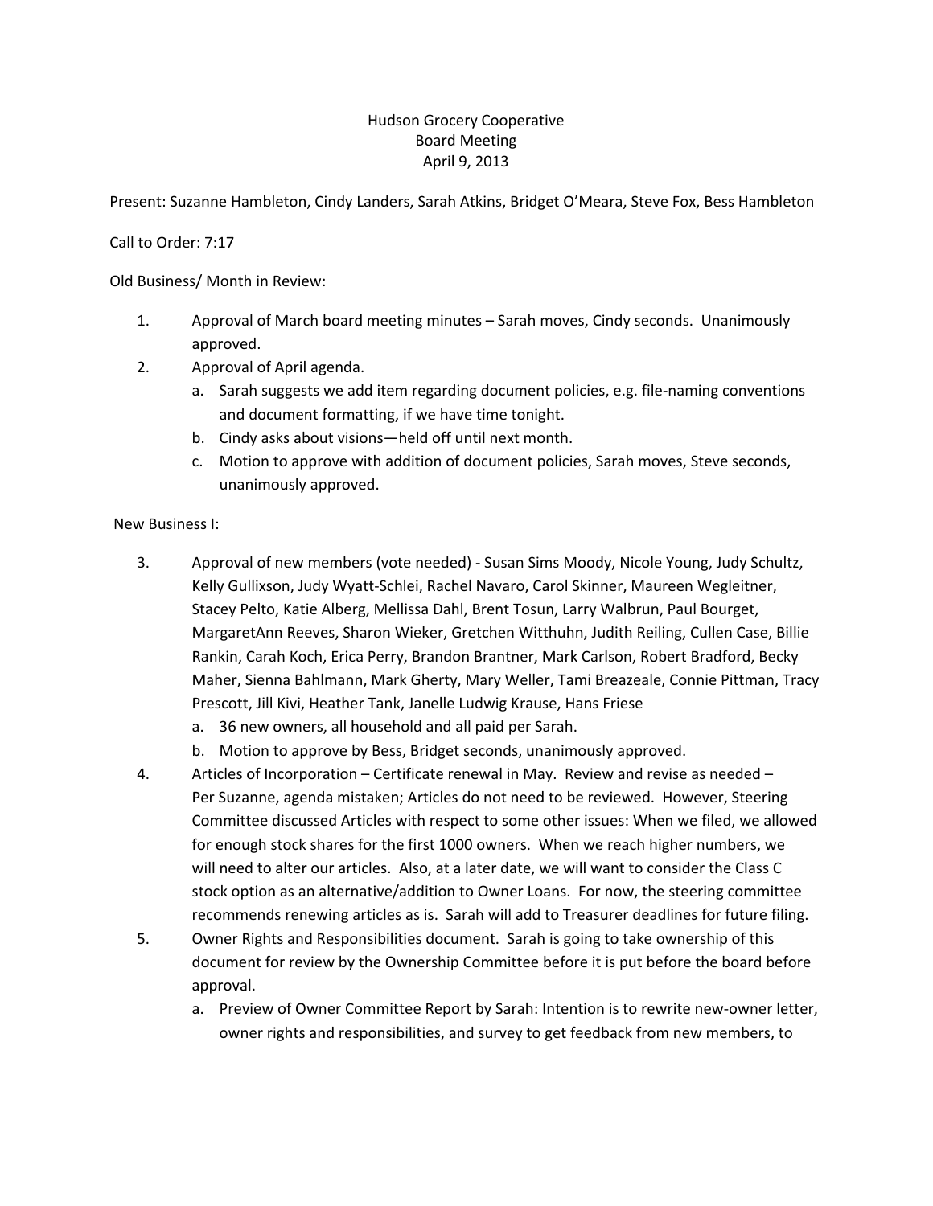Hudson Grocery Cooperative
Board Meeting
April 9, 2013

Present: Suzanne Hambleton, Cindy Landers, Sarah Atkins, Bridget O'Meara, Steve Fox, Bess Hambleton

Call to Order: 7:17

Old Business/ Month in Review:

1. Approval of March board meeting minutes – Sarah moves, Cindy seconds. Unanimously approved.
2. Approval of April agenda.
   a. Sarah suggests we add item regarding document policies, e.g. file-naming conventions and document formatting, if we have time tonight.
   b. Cindy asks about visions—held off until next month.
   c. Motion to approve with addition of document policies, Sarah moves, Steve seconds, unanimously approved.

New Business I:

3. Approval of new members (vote needed) - Susan Sims Moody, Nicole Young, Judy Schultz, Kelly Gullixson, Judy Wyatt-Schlei, Rachel Navaro, Carol Skinner, Maureen Wegleitner, Stacey Pelto, Katie Alberg, Mellissa Dahl, Brent Tosun, Larry Walbrun, Paul Bourget, MargaretAnn Reeves, Sharon Wieker, Gretchen Witthuhn, Judith Reiling, Cullen Case, Billie Rankin, Carah Koch, Erica Perry, Brandon Brantner, Mark Carlson, Robert Bradford, Becky Maher, Sienna Bahlmann, Mark Gherty, Mary Weller, Tami Breazeale, Connie Pittman, Tracy Prescott, Jill Kivi, Heather Tank, Janelle Ludwig Krause, Hans Friese
   a. 36 new owners, all household and all paid per Sarah.
   b. Motion to approve by Bess, Bridget seconds, unanimously approved.
4. Articles of Incorporation – Certificate renewal in May. Review and revise as needed – Per Suzanne, agenda mistaken; Articles do not need to be reviewed. However, Steering Committee discussed Articles with respect to some other issues: When we filed, we allowed for enough stock shares for the first 1000 owners. When we reach higher numbers, we will need to alter our articles. Also, at a later date, we will want to consider the Class C stock option as an alternative/addition to Owner Loans. For now, the steering committee recommends renewing articles as is. Sarah will add to Treasurer deadlines for future filing.
5. Owner Rights and Responsibilities document. Sarah is going to take ownership of this document for review by the Ownership Committee before it is put before the board before approval.
   a. Preview of Owner Committee Report by Sarah: Intention is to rewrite new-owner letter, owner rights and responsibilities, and survey to get feedback from new members, to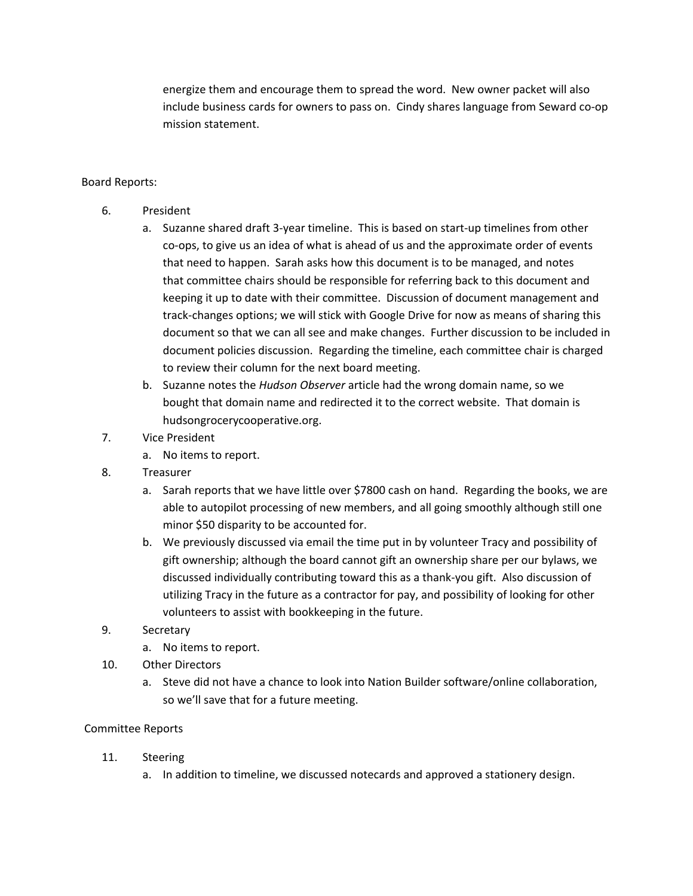energize them and encourage them to spread the word. New owner packet will also include business cards for owners to pass on. Cindy shares language from Seward co-op mission statement.

Board Reports:

6. President
   a. Suzanne shared draft 3-year timeline. This is based on start-up timelines from other co-ops, to give us an idea of what is ahead of us and the approximate order of events that need to happen. Sarah asks how this document is to be managed, and notes that committee chairs should be responsible for referring back to this document and keeping it up to date with their committee. Discussion of document management and track-changes options; we will stick with Google Drive for now as means of sharing this document so that we can all see and make changes. Further discussion to be included in document policies discussion. Regarding the timeline, each committee chair is charged to review their column for the next board meeting.
   b. Suzanne notes the *Hudson Observer* article had the wrong domain name, so we bought that domain name and redirected it to the correct website. That domain is hudsongrocerycooperative.org.
7. Vice President
   a. No items to report.
8. Treasurer
   a. Sarah reports that we have little over $7800 cash on hand. Regarding the books, we are able to autopilot processing of new members, and all going smoothly although still one minor $50 disparity to be accounted for.
   b. We previously discussed via email the time put in by volunteer Tracy and possibility of gift ownership; although the board cannot gift an ownership share per our bylaws, we discussed individually contributing toward this as a thank-you gift. Also discussion of utilizing Tracy in the future as a contractor for pay, and possibility of looking for other volunteers to assist with bookkeeping in the future.
9. Secretary
   a. No items to report.
10. Other Directors
    a. Steve did not have a chance to look into Nation Builder software/online collaboration, so we'll save that for a future meeting.

Committee Reports

11. Steering
    a. In addition to timeline, we discussed notecards and approved a stationery design.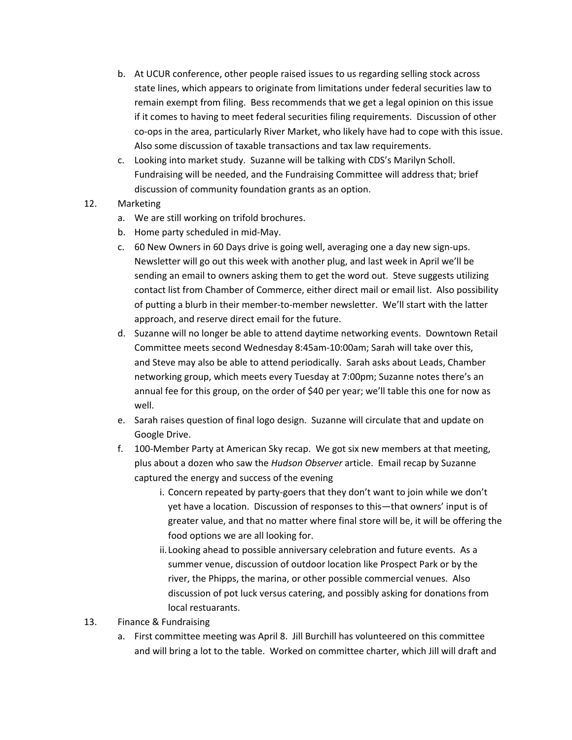b. At UCUR conference, other people raised issues to us regarding selling stock across state lines, which appears to originate from limitations under federal securities law to remain exempt from filing. Bess recommends that we get a legal opinion on this issue if it comes to having to meet federal securities filing requirements. Discussion of other co-ops in the area, particularly River Market, who likely have had to cope with this issue. Also some discussion of taxable transactions and tax law requirements.
   c. Looking into market study. Suzanne will be talking with CDS's Marilyn Scholl. Fundraising will be needed, and the Fundraising Committee will address that; brief discussion of community foundation grants as an option.

12. Marketing
   a. We are still working on trifold brochures.
   b. Home party scheduled in mid-May.
   c. 60 New Owners in 60 Days drive is going well, averaging one a day new sign-ups. Newsletter will go out this week with another plug, and last week in April we'll be sending an email to owners asking them to get the word out. Steve suggests utilizing contact list from Chamber of Commerce, either direct mail or email list. Also possibility of putting a blurb in their member-to-member newsletter. We'll start with the latter approach, and reserve direct email for the future.
   d. Suzanne will no longer be able to attend daytime networking events. Downtown Retail Committee meets second Wednesday 8:45am-10:00am; Sarah will take over this, and Steve may also be able to attend periodically. Sarah asks about Leads, Chamber networking group, which meets every Tuesday at 7:00pm; Suzanne notes there's an annual fee for this group, on the order of $40 per year; we'll table this one for now as well.
   e. Sarah raises question of final logo design. Suzanne will circulate that and update on Google Drive.
   f. 100-Member Party at American Sky recap. We got six new members at that meeting, plus about a dozen who saw the *Hudson Observer* article. Email recap by Suzanne captured the energy and success of the evening
      i. Concern repeated by party-goers that they don't want to join while we don't yet have a location. Discussion of responses to this—that owners' input is of greater value, and that no matter where final store will be, it will be offering the food options we are all looking for.
      ii. Looking ahead to possible anniversary celebration and future events. As a summer venue, discussion of outdoor location like Prospect Park or by the river, the Phipps, the marina, or other possible commercial venues. Also discussion of pot luck versus catering, and possibly asking for donations from local restuarants.

13. Finance & Fundraising
   a. First committee meeting was April 8. Jill Burchill has volunteered on this committee and will bring a lot to the table. Worked on committee charter, which Jill will draft and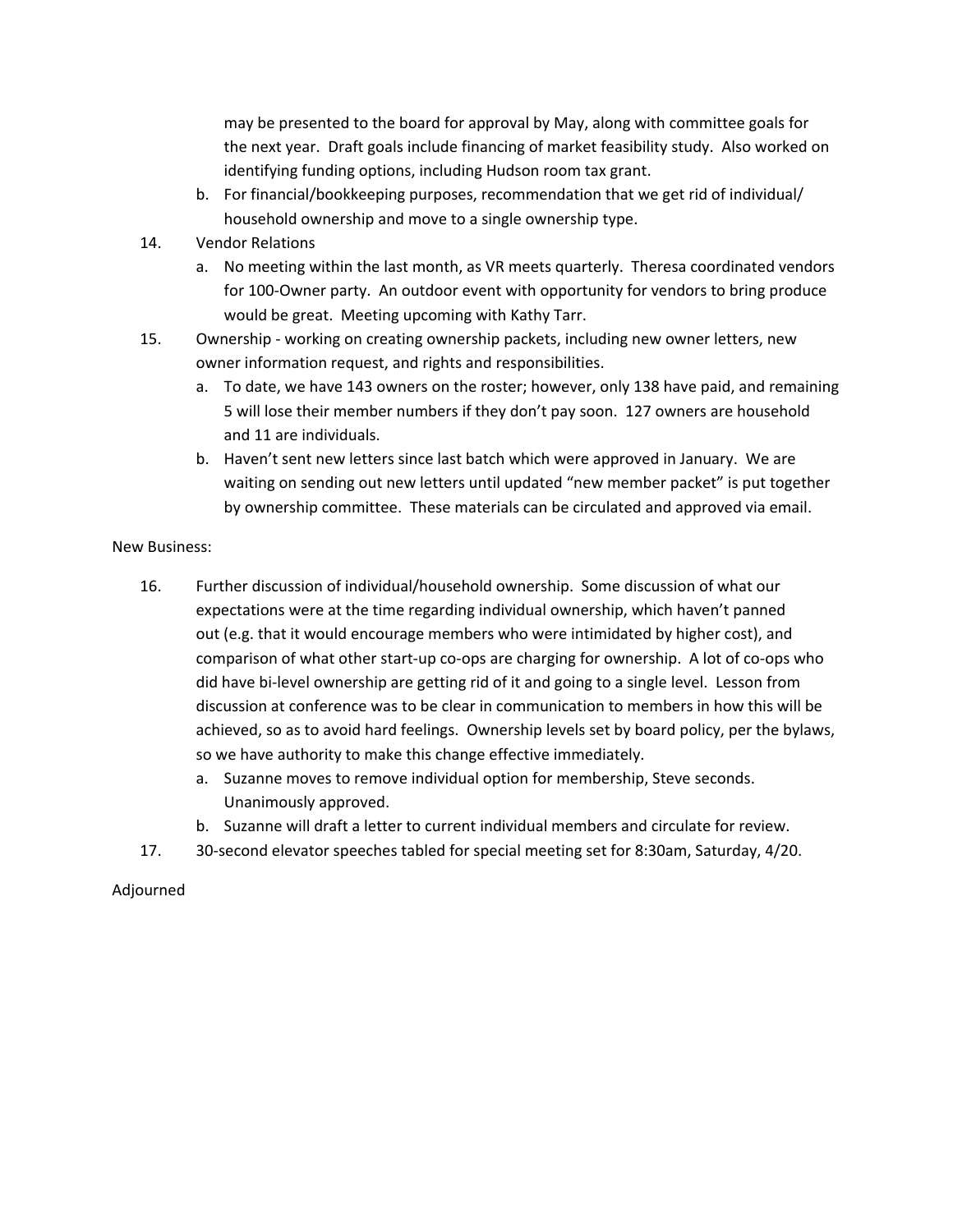may be presented to the board for approval by May, along with committee goals for the next year. Draft goals include financing of market feasibility study. Also worked on identifying funding options, including Hudson room tax grant.

   b. For financial/bookkeeping purposes, recommendation that we get rid of individual/ household ownership and move to a single ownership type.

14. Vendor Relations
    a. No meeting within the last month, as VR meets quarterly. Theresa coordinated vendors for 100-Owner party. An outdoor event with opportunity for vendors to bring produce would be great. Meeting upcoming with Kathy Tarr.

15. Ownership - working on creating ownership packets, including new owner letters, new owner information request, and rights and responsibilities.
    a. To date, we have 143 owners on the roster; however, only 138 have paid, and remaining 5 will lose their member numbers if they don't pay soon. 127 owners are household and 11 are individuals.
    b. Haven't sent new letters since last batch which were approved in January. We are waiting on sending out new letters until updated "new member packet" is put together by ownership committee. These materials can be circulated and approved via email.

New Business:

16. Further discussion of individual/household ownership. Some discussion of what our expectations were at the time regarding individual ownership, which haven't panned out (e.g. that it would encourage members who were intimidated by higher cost), and comparison of what other start-up co-ops are charging for ownership. A lot of co-ops who did have bi-level ownership are getting rid of it and going to a single level. Lesson from discussion at conference was to be clear in communication to members in how this will be achieved, so as to avoid hard feelings. Ownership levels set by board policy, per the bylaws, so we have authority to make this change effective immediately.
    a. Suzanne moves to remove individual option for membership, Steve seconds. Unanimously approved.
    b. Suzanne will draft a letter to current individual members and circulate for review.

17. 30-second elevator speeches tabled for special meeting set for 8:30am, Saturday, 4/20.

Adjourned